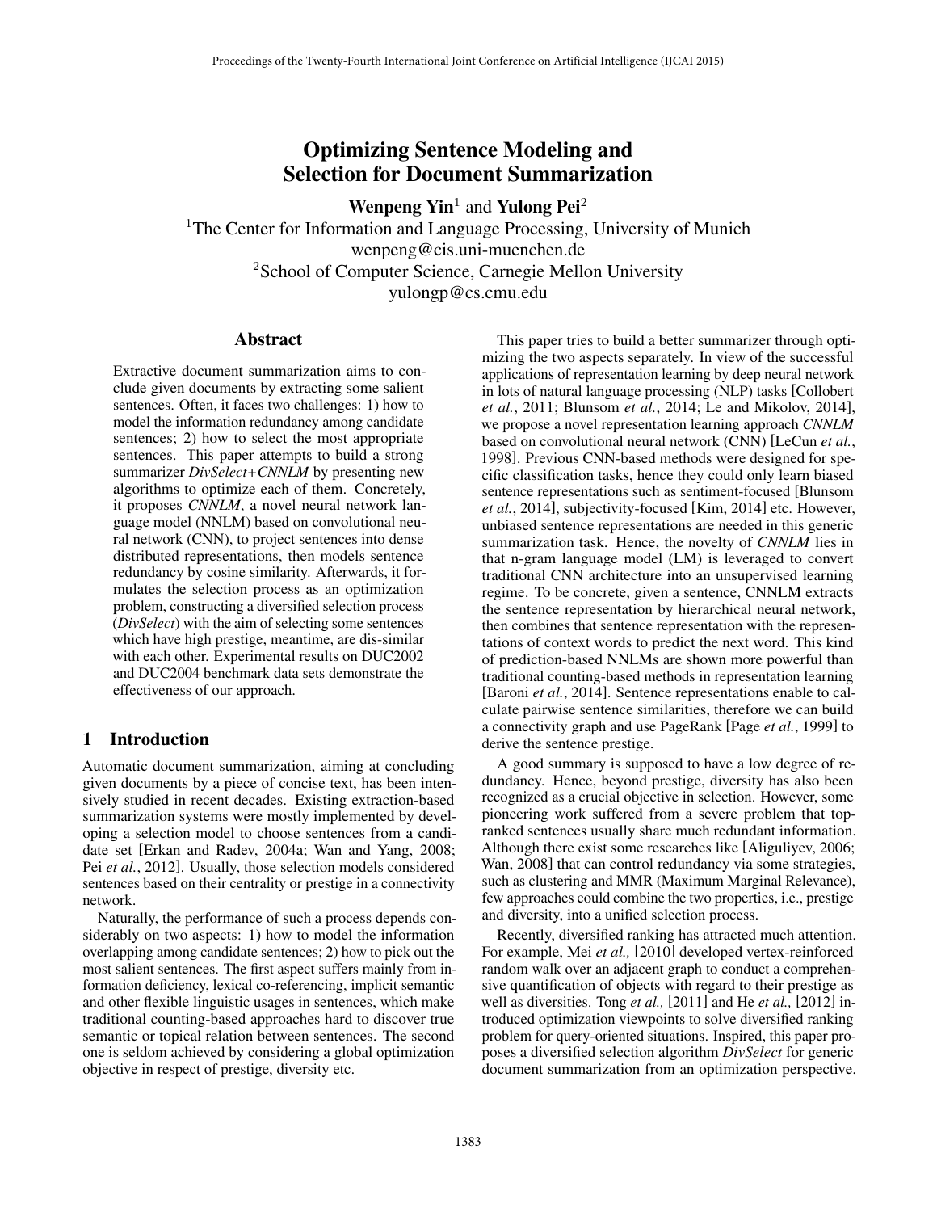# Optimizing Sentence Modeling and Selection for Document Summarization

**Wenpeng Yin**[1] and **Yulong Pei**[2]

[1]The Center for Information and Language Processing, University of Munich
wenpeng@cis.uni-muenchen.de
[2]School of Computer Science, Carnegie Mellon University
yulongp@cs.cmu.edu

## Abstract

Extractive document summarization aims to conclude given documents by extracting some salient sentences. Often, it faces two challenges: 1) how to model the information redundancy among candidate sentences; 2) how to select the most appropriate sentences. This paper attempts to build a strong summarizer *DivSelect+CNNLM* by presenting new algorithms to optimize each of them. Concretely, it proposes *CNNLM*, a novel neural network language model (NNLM) based on convolutional neural network (CNN), to project sentences into dense distributed representations, then models sentence redundancy by cosine similarity. Afterwards, it formulates the selection process as an optimization problem, constructing a diversified selection process (*DivSelect*) with the aim of selecting some sentences which have high prestige, meantime, are dis-similar with each other. Experimental results on DUC2002 and DUC2004 benchmark data sets demonstrate the effectiveness of our approach.

## 1 Introduction

Automatic document summarization, aiming at concluding given documents by a piece of concise text, has been intensively studied in recent decades. Existing extraction-based summarization systems were mostly implemented by developing a selection model to choose sentences from a candidate set [Erkan and Radev, 2004a; Wan and Yang, 2008; Pei *et al.*, 2012]. Usually, those selection models considered sentences based on their centrality or prestige in a connectivity network.

Naturally, the performance of such a process depends considerably on two aspects: 1) how to model the information overlapping among candidate sentences; 2) how to pick out the most salient sentences. The first aspect suffers mainly from information deficiency, lexical co-referencing, implicit semantic and other flexible linguistic usages in sentences, which make traditional counting-based approaches hard to discover true semantic or topical relation between sentences. The second one is seldom achieved by considering a global optimization objective in respect of prestige, diversity etc.

This paper tries to build a better summarizer through optimizing the two aspects separately. In view of the successful applications of representation learning by deep neural network in lots of natural language processing (NLP) tasks [Collobert *et al.*, 2011; Blunsom *et al.*, 2014; Le and Mikolov, 2014], we propose a novel representation learning approach *CNNLM* based on convolutional neural network (CNN) [LeCun *et al.*, 1998]. Previous CNN-based methods were designed for specific classification tasks, hence they could only learn biased sentence representations such as sentiment-focused [Blunsom *et al.*, 2014], subjectivity-focused [Kim, 2014] etc. However, unbiased sentence representations are needed in this generic summarization task. Hence, the novelty of *CNNLM* lies in that n-gram language model (LM) is leveraged to convert traditional CNN architecture into an unsupervised learning regime. To be concrete, given a sentence, CNNLM extracts the sentence representation by hierarchical neural network, then combines that sentence representation with the representations of context words to predict the next word. This kind of prediction-based NNLMs are shown more powerful than traditional counting-based methods in representation learning [Baroni *et al.*, 2014]. Sentence representations enable to calculate pairwise sentence similarities, therefore we can build a connectivity graph and use PageRank [Page *et al.*, 1999] to derive the sentence prestige.

A good summary is supposed to have a low degree of redundancy. Hence, beyond prestige, diversity has also been recognized as a crucial objective in selection. However, some pioneering work suffered from a severe problem that top-ranked sentences usually share much redundant information. Although there exist some researches like [Aliguliyev, 2006; Wan, 2008] that can control redundancy via some strategies, such as clustering and MMR (Maximum Marginal Relevance), few approaches could combine the two properties, i.e., prestige and diversity, into a unified selection process.

Recently, diversified ranking has attracted much attention. For example, Mei *et al.,* [2010] developed vertex-reinforced random walk over an adjacent graph to conduct a comprehensive quantification of objects with regard to their prestige as well as diversities. Tong *et al.,* [2011] and He *et al.,* [2012] introduced optimization viewpoints to solve diversified ranking problem for query-oriented situations. Inspired, this paper proposes a diversified selection algorithm *DivSelect* for generic document summarization from an optimization perspective.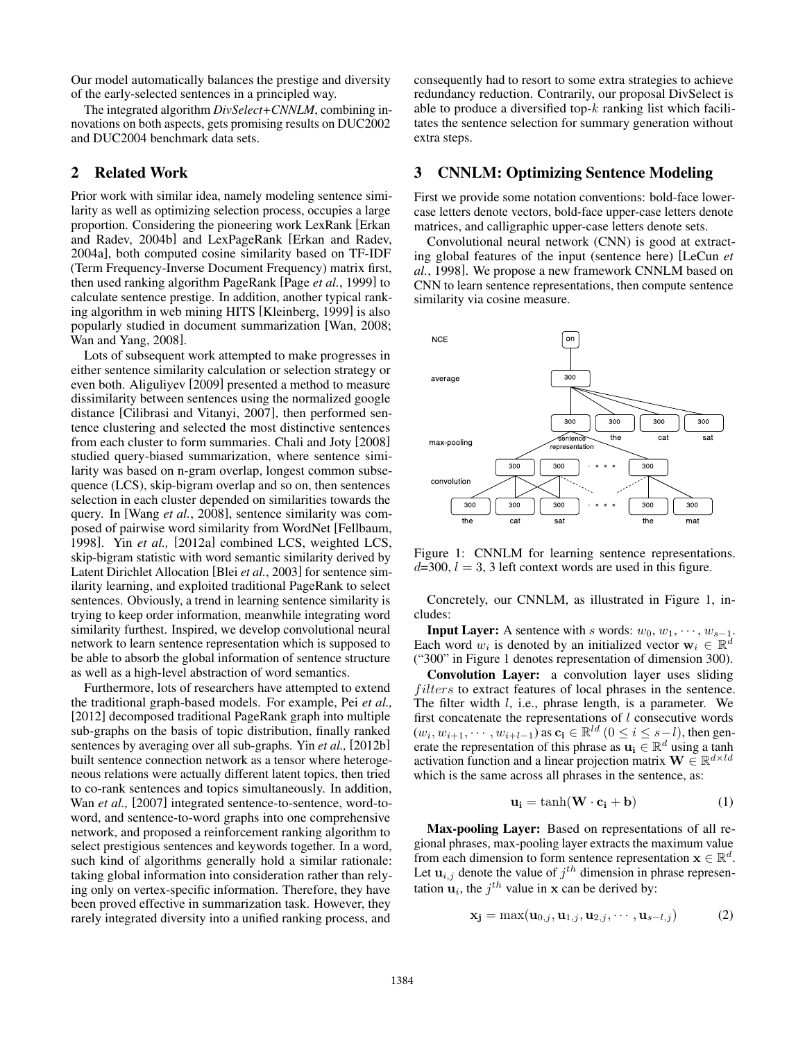Our model automatically balances the prestige and diversity of the early-selected sentences in a principled way.

The integrated algorithm *DivSelect+CNNLM*, combining innovations on both aspects, gets promising results on DUC2002 and DUC2004 benchmark data sets.

## 2 Related Work

Prior work with similar idea, namely modeling sentence similarity as well as optimizing selection process, occupies a large proportion. Considering the pioneering work LexRank [Erkan and Radev, 2004b] and LexPageRank [Erkan and Radev, 2004a], both computed cosine similarity based on TF-IDF (Term Frequency-Inverse Document Frequency) matrix first, then used ranking algorithm PageRank [Page *et al.*, 1999] to calculate sentence prestige. In addition, another typical ranking algorithm in web mining HITS [Kleinberg, 1999] is also popularly studied in document summarization [Wan, 2008; Wan and Yang, 2008].

Lots of subsequent work attempted to make progresses in either sentence similarity calculation or selection strategy or even both. Aliguliyev [2009] presented a method to measure dissimilarity between sentences using the normalized google distance [Cilibrasi and Vitanyi, 2007], then performed sentence clustering and selected the most distinctive sentences from each cluster to form summaries. Chali and Joty [2008] studied query-biased summarization, where sentence similarity was based on n-gram overlap, longest common subsequence (LCS), skip-bigram overlap and so on, then sentences selection in each cluster depended on similarities towards the query. In [Wang *et al.*, 2008], sentence similarity was composed of pairwise word similarity from WordNet [Fellbaum, 1998]. Yin *et al.,* [2012a] combined LCS, weighted LCS, skip-bigram statistic with word semantic similarity derived by Latent Dirichlet Allocation [Blei *et al.*, 2003] for sentence similarity learning, and exploited traditional PageRank to select sentences. Obviously, a trend in learning sentence similarity is trying to keep order information, meanwhile integrating word similarity furthest. Inspired, we develop convolutional neural network to learn sentence representation which is supposed to be able to absorb the global information of sentence structure as well as a high-level abstraction of word semantics.

Furthermore, lots of researchers have attempted to extend the traditional graph-based models. For example, Pei *et al.,* [2012] decomposed traditional PageRank graph into multiple sub-graphs on the basis of topic distribution, finally ranked sentences by averaging over all sub-graphs. Yin *et al.,* [2012b] built sentence connection network as a tensor where heterogeneous relations were actually different latent topics, then tried to co-rank sentences and topics simultaneously. In addition, Wan *et al.,* [2007] integrated sentence-to-sentence, word-to-word, and sentence-to-word graphs into one comprehensive network, and proposed a reinforcement ranking algorithm to select prestigious sentences and keywords together. In a word, such kind of algorithms generally hold a similar rationale: taking global information into consideration rather than relying only on vertex-specific information. Therefore, they have been proved effective in summarization task. However, they rarely integrated diversity into a unified ranking process, and consequently had to resort to some extra strategies to achieve redundancy reduction. Contrarily, our proposal DivSelect is able to produce a diversified top-$k$ ranking list which facilitates the sentence selection for summary generation without extra steps.

## 3 CNNLM: Optimizing Sentence Modeling

First we provide some notation conventions: bold-face lowercase letters denote vectors, bold-face upper-case letters denote matrices, and calligraphic upper-case letters denote sets.

Convolutional neural network (CNN) is good at extracting global features of the input (sentence here) [LeCun *et al.*, 1998]. We propose a new framework CNNLM based on CNN to learn sentence representations, then compute sentence similarity via cosine measure.

Figure 1: CNNLM for learning sentence representations. $d$=300, $l$ = 3, 3 left context words are used in this figure.

Concretely, our CNNLM, as illustrated in Figure 1, includes:

**Input Layer:** A sentence with $s$ words: $w_0, w_1, \cdots, w_{s-1}$. Each word $w_i$ is denoted by an initialized vector $\mathbf{w}_i \in \mathbb{R}^d$ ("300" in Figure 1 denotes representation of dimension 300).

**Convolution Layer:** a convolution layer uses sliding $filters$ to extract features of local phrases in the sentence. The filter width $l$, i.e., phrase length, is a parameter. We first concatenate the representations of $l$ consecutive words $(w_i, w_{i+1}, \cdots, w_{i+l-1})$ as $\mathbf{c_i} \in \mathbb{R}^{ld}$ $(0 \leq i \leq s-l)$, then generate the representation of this phrase as $\mathbf{u_i} \in \mathbb{R}^d$ using a tanh activation function and a linear projection matrix $\mathbf{W} \in \mathbb{R}^{d \times ld}$ which is the same across all phrases in the sentence, as:

$$\mathbf{u_i} = \tanh(\mathbf{W} \cdot \mathbf{c_i} + \mathbf{b}) \tag{1}$$

**Max-pooling Layer:** Based on representations of all regional phrases, max-pooling layer extracts the maximum value from each dimension to form sentence representation $\mathbf{x} \in \mathbb{R}^d$. Let $\mathbf{u}_{i,j}$ denote the value of $j^{th}$ dimension in phrase representation $\mathbf{u}_i$, the $j^{th}$ value in $\mathbf{x}$ can be derived by:

$$\mathbf{x_j} = \max(\mathbf{u}_{0,j}, \mathbf{u}_{1,j}, \mathbf{u}_{2,j}, \cdots, \mathbf{u}_{s-l,j}) \tag{2}$$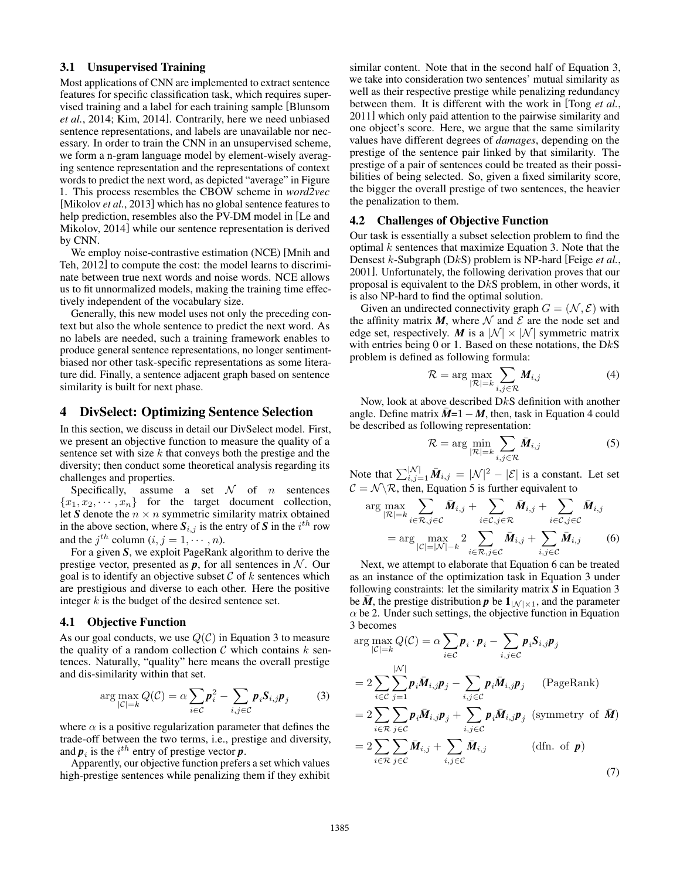### 3.1 Unsupervised Training

Most applications of CNN are implemented to extract sentence features for specific classification task, which requires supervised training and a label for each training sample [Blunsom *et al.*, 2014; Kim, 2014]. Contrarily, here we need unbiased sentence representations, and labels are unavailable nor necessary. In order to train the CNN in an unsupervised scheme, we form a n-gram language model by element-wisely averaging sentence representation and the representations of context words to predict the next word, as depicted "average" in Figure 1. This process resembles the CBOW scheme in *word2vec* [Mikolov *et al.*, 2013] which has no global sentence features to help prediction, resembles also the PV-DM model in [Le and Mikolov, 2014] while our sentence representation is derived by CNN.

We employ noise-contrastive estimation (NCE) [Mnih and Teh, 2012] to compute the cost: the model learns to discriminate between true next words and noise words. NCE allows us to fit unnormalized models, making the training time effectively independent of the vocabulary size.

Generally, this new model uses not only the preceding context but also the whole sentence to predict the next word. As no labels are needed, such a training framework enables to produce general sentence representations, no longer sentiment-biased nor other task-specific representations as some literature did. Finally, a sentence adjacent graph based on sentence similarity is built for next phase.

## 4 DivSelect: Optimizing Sentence Selection

In this section, we discuss in detail our DivSelect model. First, we present an objective function to measure the quality of a sentence set with size $k$ that conveys both the prestige and the diversity; then conduct some theoretical analysis regarding its challenges and properties.

Specifically, assume a set $\mathcal{N}$ of $n$ sentences $\{x_1, x_2, \cdots, x_n\}$ for the target document collection, let $\boldsymbol{S}$ denote the $n \times n$ symmetric similarity matrix obtained in the above section, where $\boldsymbol{S}_{i,j}$ is the entry of $\boldsymbol{S}$ in the $i^{th}$ row and the $j^{th}$ column $(i, j = 1, \cdots, n)$.

For a given $\boldsymbol{S}$, we exploit PageRank algorithm to derive the prestige vector, presented as $\boldsymbol{p}$, for all sentences in $\mathcal{N}$. Our goal is to identify an objective subset $\mathcal{C}$ of $k$ sentences which are prestigious and diverse to each other. Here the positive integer $k$ is the budget of the desired sentence set.

### 4.1 Objective Function

As our goal conducts, we use $Q(\mathcal{C})$ in Equation 3 to measure the quality of a random collection $\mathcal{C}$ which contains $k$ sentences. Naturally, "quality" here means the overall prestige and dis-similarity within that set.

$$\arg\max_{|\mathcal{C}|=k} Q(\mathcal{C}) = \alpha \sum_{i \in \mathcal{C}} \boldsymbol{p}_i^2 - \sum_{i,j \in \mathcal{C}} \boldsymbol{p}_i \boldsymbol{S}_{i,j} \boldsymbol{p}_j \tag{3}$$

where $\alpha$ is a positive regularization parameter that defines the trade-off between the two terms, i.e., prestige and diversity, and $\boldsymbol{p}_i$ is the $i^{th}$ entry of prestige vector $\boldsymbol{p}$.

Apparently, our objective function prefers a set which values high-prestige sentences while penalizing them if they exhibit similar content. Note that in the second half of Equation 3, we take into consideration two sentences' mutual similarity as well as their respective prestige while penalizing redundancy between them. It is different with the work in [Tong *et al.*, 2011] which only paid attention to the pairwise similarity and one object's score. Here, we argue that the same similarity values have different degrees of *damages*, depending on the prestige of the sentence pair linked by that similarity. The prestige of a pair of sentences could be treated as their possibilities of being selected. So, given a fixed similarity score, the bigger the overall prestige of two sentences, the heavier the penalization to them.

### 4.2 Challenges of Objective Function

Our task is essentially a subset selection problem to find the optimal $k$ sentences that maximize Equation 3. Note that the Densest $k$-Subgraph (D$k$S) problem is NP-hard [Feige *et al.*, 2001]. Unfortunately, the following derivation proves that our proposal is equivalent to the D$k$S problem, in other words, it is also NP-hard to find the optimal solution.

Given an undirected connectivity graph $G = (\mathcal{N}, \mathcal{E})$ with the affinity matrix $\boldsymbol{M}$, where $\mathcal{N}$ and $\mathcal{E}$ are the node set and edge set, respectively. $\boldsymbol{M}$ is a $|\mathcal{N}| \times |\mathcal{N}|$ symmetric matrix with entries being 0 or 1. Based on these notations, the D$k$S problem is defined as following formula:

$$\mathcal{R} = \arg\max_{|\mathcal{R}|=k} \sum_{i,j \in \mathcal{R}} \boldsymbol{M}_{i,j} \tag{4}$$

Now, look at above described D$k$S definition with another angle. Define matrix $\bar{\boldsymbol{M}}$=$1 - \boldsymbol{M}$, then, task in Equation 4 could be described as following representation:

$$\mathcal{R} = \arg\min_{|\mathcal{R}|=k} \sum_{i,j \in \mathcal{R}} \bar{\boldsymbol{M}}_{i,j} \tag{5}$$

Note that $\sum_{i,j=1}^{|\mathcal{N}|} \bar{\boldsymbol{M}}_{i,j} = |\mathcal{N}|^2 - |\mathcal{E}|$ is a constant. Let set $\mathcal{C} = \mathcal{N} \setminus \mathcal{R}$, then, Equation 5 is further equivalent to

$$\begin{aligned}
&\arg\max_{|\mathcal{R}|=k} \sum_{i \in \mathcal{R}, j \in \mathcal{C}} \bar{\boldsymbol{M}}_{i,j} + \sum_{i \in \mathcal{C}, j \in \mathcal{R}} \bar{\boldsymbol{M}}_{i,j} + \sum_{i \in \mathcal{C}, j \in \mathcal{C}} \bar{\boldsymbol{M}}_{i,j} \\
&\quad = \arg\max_{|\mathcal{C}|=|\mathcal{N}|-k} 2 \sum_{i \in \mathcal{R}, j \in \mathcal{C}} \bar{\boldsymbol{M}}_{i,j} + \sum_{i,j \in \mathcal{C}} \bar{\boldsymbol{M}}_{i,j}
\end{aligned} \tag{6}$$

Next, we attempt to elaborate that Equation 6 can be treated as an instance of the optimization task in Equation 3 under following constraints: let the similarity matrix $\boldsymbol{S}$ in Equation 3 be $\bar{\boldsymbol{M}}$, the prestige distribution $\boldsymbol{p}$ be $\mathbf{1}_{|\mathcal{N}| \times 1}$, and the parameter $\alpha$ be 2. Under such settings, the objective function in Equation 3 becomes

$$\begin{aligned}
&\arg\max_{|\mathcal{C}|=k} Q(\mathcal{C}) = \alpha \sum_{i \in \mathcal{C}} \boldsymbol{p}_i \cdot \boldsymbol{p}_i - \sum_{i,j \in \mathcal{C}} \boldsymbol{p}_i \boldsymbol{S}_{i,j} \boldsymbol{p}_j \\
&= 2 \sum_{i \in \mathcal{C}} \sum_{j=1}^{|\mathcal{N}|} \boldsymbol{p}_i \bar{\boldsymbol{M}}_{i,j} \boldsymbol{p}_j - \sum_{i,j \in \mathcal{C}} \boldsymbol{p}_i \bar{\boldsymbol{M}}_{i,j} \boldsymbol{p}_j \quad \text{(PageRank)} \\
&= 2 \sum_{i \in \mathcal{R}} \sum_{j \in \mathcal{C}} \boldsymbol{p}_i \bar{\boldsymbol{M}}_{i,j} \boldsymbol{p}_j + \sum_{i,j \in \mathcal{C}} \boldsymbol{p}_i \bar{\boldsymbol{M}}_{i,j} \boldsymbol{p}_j \quad \text{(symmetry of } \bar{\boldsymbol{M}}\text{)} \\
&= 2 \sum_{i \in \mathcal{R}} \sum_{j \in \mathcal{C}} \bar{\boldsymbol{M}}_{i,j} + \sum_{i,j \in \mathcal{C}} \bar{\boldsymbol{M}}_{i,j} \quad \text{(dfn. of } \boldsymbol{p}\text{)}
\end{aligned} \tag{7}$$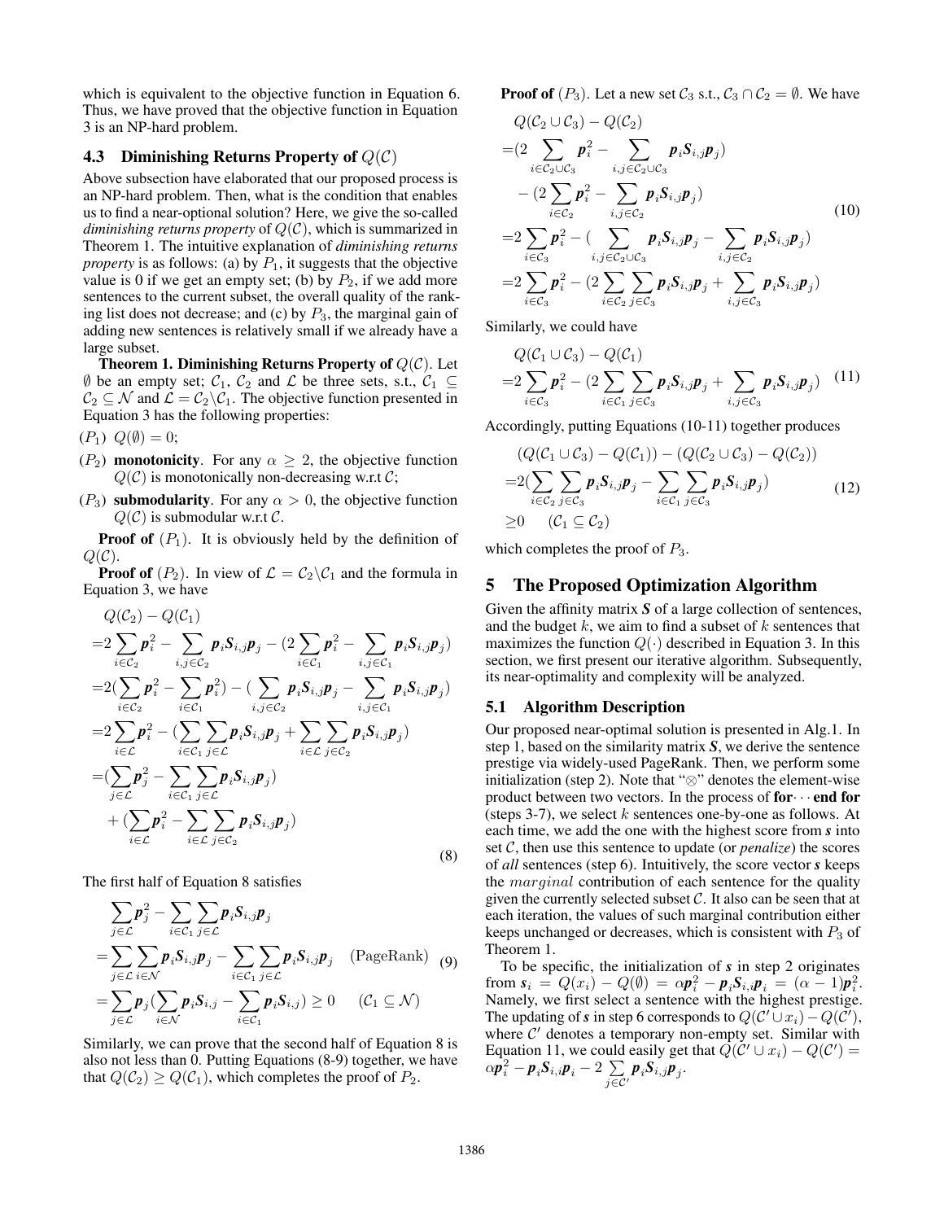which is equivalent to the objective function in Equation 6. Thus, we have proved that the objective function in Equation 3 is an NP-hard problem.

### 4.3 Diminishing Returns Property of $Q(\mathcal{C})$

Above subsection have elaborated that our proposed process is an NP-hard problem. Then, what is the condition that enables us to find a near-optional solution? Here, we give the so-called *diminishing returns property* of $Q(\mathcal{C})$, which is summarized in Theorem 1. The intuitive explanation of *diminishing returns property* is as follows: (a) by $P_1$, it suggests that the objective value is 0 if we get an empty set; (b) by $P_2$, if we add more sentences to the current subset, the overall quality of the ranking list does not decrease; and (c) by $P_3$, the marginal gain of adding new sentences is relatively small if we already have a large subset.

**Theorem 1. Diminishing Returns Property of $Q(\mathcal{C})$.** Let $\emptyset$ be an empty set; $\mathcal{C}_1$, $\mathcal{C}_2$ and $\mathcal{L}$ be three sets, s.t., $\mathcal{C}_1 \subseteq \mathcal{C}_2 \subseteq \mathcal{N}$ and $\mathcal{L} = \mathcal{C}_2 \backslash \mathcal{C}_1$. The objective function presented in Equation 3 has the following properties:

- ($P_1$) $Q(\emptyset) = 0$;
- ($P_2$) **monotonicity**. For any $\alpha \geq 2$, the objective function $Q(\mathcal{C})$ is monotonically non-decreasing w.r.t $\mathcal{C}$;
- ($P_3$) **submodularity**. For any $\alpha > 0$, the objective function $Q(\mathcal{C})$ is submodular w.r.t $\mathcal{C}$.

**Proof of** ($P_1$). It is obviously held by the definition of $Q(\mathcal{C})$.

**Proof of** ($P_2$). In view of $\mathcal{L} = \mathcal{C}_2 \backslash \mathcal{C}_1$ and the formula in Equation 3, we have

$$
\begin{aligned}
&Q(\mathcal{C}_2) - Q(\mathcal{C}_1) \\
=&2\sum_{i\in\mathcal{C}_2}\boldsymbol{p}_i^2 - \sum_{i,j\in\mathcal{C}_2}\boldsymbol{p}_i\boldsymbol{S}_{i,j}\boldsymbol{p}_j - (2\sum_{i\in\mathcal{C}_1}\boldsymbol{p}_i^2 - \sum_{i,j\in\mathcal{C}_1}\boldsymbol{p}_i\boldsymbol{S}_{i,j}\boldsymbol{p}_j) \\
=&2(\sum_{i\in\mathcal{C}_2}\boldsymbol{p}_i^2 - \sum_{i\in\mathcal{C}_1}\boldsymbol{p}_i^2) - (\sum_{i,j\in\mathcal{C}_2}\boldsymbol{p}_i\boldsymbol{S}_{i,j}\boldsymbol{p}_j - \sum_{i,j\in\mathcal{C}_1}\boldsymbol{p}_i\boldsymbol{S}_{i,j}\boldsymbol{p}_j) \\
=&2\sum_{i\in\mathcal{L}}\boldsymbol{p}_i^2 - (\sum_{i\in\mathcal{C}_1}\sum_{j\in\mathcal{L}}\boldsymbol{p}_i\boldsymbol{S}_{i,j}\boldsymbol{p}_j + \sum_{i\in\mathcal{L}}\sum_{j\in\mathcal{C}_2}\boldsymbol{p}_i\boldsymbol{S}_{i,j}\boldsymbol{p}_j) \\
=&(\sum_{j\in\mathcal{L}}\boldsymbol{p}_j^2 - \sum_{i\in\mathcal{C}_1}\sum_{j\in\mathcal{L}}\boldsymbol{p}_i\boldsymbol{S}_{i,j}\boldsymbol{p}_j) \\
&+ (\sum_{i\in\mathcal{L}}\boldsymbol{p}_i^2 - \sum_{i\in\mathcal{L}}\sum_{j\in\mathcal{C}_2}\boldsymbol{p}_i\boldsymbol{S}_{i,j}\boldsymbol{p}_j)
\end{aligned}
\tag{8}
$$

The first half of Equation 8 satisfies

$$
\begin{aligned}
&\sum_{j\in\mathcal{L}}\boldsymbol{p}_j^2 - \sum_{i\in\mathcal{C}_1}\sum_{j\in\mathcal{L}}\boldsymbol{p}_i\boldsymbol{S}_{i,j}\boldsymbol{p}_j \\
=&\sum_{j\in\mathcal{L}}\sum_{i\in\mathcal{N}}\boldsymbol{p}_i\boldsymbol{S}_{i,j}\boldsymbol{p}_j - \sum_{i\in\mathcal{C}_1}\sum_{j\in\mathcal{L}}\boldsymbol{p}_i\boldsymbol{S}_{i,j}\boldsymbol{p}_j \quad (\text{PageRank}) \\
=&\sum_{j\in\mathcal{L}}\boldsymbol{p}_j(\sum_{i\in\mathcal{N}}\boldsymbol{p}_i\boldsymbol{S}_{i,j} - \sum_{i\in\mathcal{C}_1}\boldsymbol{p}_i\boldsymbol{S}_{i,j}) \geq 0 \quad (\mathcal{C}_1 \subseteq \mathcal{N})
\end{aligned}
\tag{9}
$$

Similarly, we can prove that the second half of Equation 8 is also not less than 0. Putting Equations (8-9) together, we have that $Q(\mathcal{C}_2) \geq Q(\mathcal{C}_1)$, which completes the proof of $P_2$.

**Proof of** ($P_3$). Let a new set $\mathcal{C}_3$ s.t., $\mathcal{C}_3 \cap \mathcal{C}_2 = \emptyset$. We have

$$
\begin{aligned}
&Q(\mathcal{C}_2 \cup \mathcal{C}_3) - Q(\mathcal{C}_2) \\
=&(2\sum_{i\in\mathcal{C}_2\cup\mathcal{C}_3}\boldsymbol{p}_i^2 - \sum_{i,j\in\mathcal{C}_2\cup\mathcal{C}_3}\boldsymbol{p}_i\boldsymbol{S}_{i,j}\boldsymbol{p}_j) \\
&-(2\sum_{i\in\mathcal{C}_2}\boldsymbol{p}_i^2 - \sum_{i,j\in\mathcal{C}_2}\boldsymbol{p}_i\boldsymbol{S}_{i,j}\boldsymbol{p}_j) \\
=&2\sum_{i\in\mathcal{C}_3}\boldsymbol{p}_i^2 - (\sum_{i,j\in\mathcal{C}_2\cup\mathcal{C}_3}\boldsymbol{p}_i\boldsymbol{S}_{i,j}\boldsymbol{p}_j - \sum_{i,j\in\mathcal{C}_2}\boldsymbol{p}_i\boldsymbol{S}_{i,j}\boldsymbol{p}_j) \\
=&2\sum_{i\in\mathcal{C}_3}\boldsymbol{p}_i^2 - (2\sum_{i\in\mathcal{C}_2}\sum_{j\in\mathcal{C}_3}\boldsymbol{p}_i\boldsymbol{S}_{i,j}\boldsymbol{p}_j + \sum_{i,j\in\mathcal{C}_3}\boldsymbol{p}_i\boldsymbol{S}_{i,j}\boldsymbol{p}_j)
\end{aligned}
\tag{10}
$$

Similarly, we could have

$$
\begin{aligned}
&Q(\mathcal{C}_1 \cup \mathcal{C}_3) - Q(\mathcal{C}_1) \\
=&2\sum_{i\in\mathcal{C}_3}\boldsymbol{p}_i^2 - (2\sum_{i\in\mathcal{C}_1}\sum_{j\in\mathcal{C}_3}\boldsymbol{p}_i\boldsymbol{S}_{i,j}\boldsymbol{p}_j + \sum_{i,j\in\mathcal{C}_3}\boldsymbol{p}_i\boldsymbol{S}_{i,j}\boldsymbol{p}_j)
\end{aligned}
\tag{11}
$$

Accordingly, putting Equations (10-11) together produces

$$
\begin{aligned}
&(Q(\mathcal{C}_1 \cup \mathcal{C}_3) - Q(\mathcal{C}_1)) - (Q(\mathcal{C}_2 \cup \mathcal{C}_3) - Q(\mathcal{C}_2)) \\
=&2(\sum_{i\in\mathcal{C}_2}\sum_{j\in\mathcal{C}_3}\boldsymbol{p}_i\boldsymbol{S}_{i,j}\boldsymbol{p}_j - \sum_{i\in\mathcal{C}_1}\sum_{j\in\mathcal{C}_3}\boldsymbol{p}_i\boldsymbol{S}_{i,j}\boldsymbol{p}_j) \\
\geq&0 \quad (\mathcal{C}_1 \subseteq \mathcal{C}_2)
\end{aligned}
\tag{12}
$$

which completes the proof of $P_3$.

## 5 The Proposed Optimization Algorithm

Given the affinity matrix $\boldsymbol{S}$ of a large collection of sentences, and the budget $k$, we aim to find a subset of $k$ sentences that maximizes the function $Q(\cdot)$ described in Equation 3. In this section, we first present our iterative algorithm. Subsequently, its near-optimality and complexity will be analyzed.

### 5.1 Algorithm Description

Our proposed near-optimal solution is presented in Alg.1. In step 1, based on the similarity matrix $\boldsymbol{S}$, we derive the sentence prestige via widely-used PageRank. Then, we perform some initialization (step 2). Note that "$\otimes$" denotes the element-wise product between two vectors. In the process of **for**$\cdots$**end for** (steps 3-7), we select $k$ sentences one-by-one as follows. At each time, we add the one with the highest score from $\boldsymbol{s}$ into set $\mathcal{C}$, then use this sentence to update (or *penalize*) the scores of *all* sentences (step 6). Intuitively, the score vector $\boldsymbol{s}$ keeps the $marginal$ contribution of each sentence for the quality given the currently selected subset $\mathcal{C}$. It also can be seen that at each iteration, the values of such marginal contribution either keeps unchanged or decreases, which is consistent with $P_3$ of Theorem 1.

To be specific, the initialization of $\boldsymbol{s}$ in step 2 originates from $\boldsymbol{s}_i = Q(x_i) - Q(\emptyset) = \alpha\boldsymbol{p}_i^2 - \boldsymbol{p}_i\boldsymbol{S}_{i,i}\boldsymbol{p}_i = (\alpha-1)\boldsymbol{p}_i^2$. Namely, we first select a sentence with the highest prestige. The updating of $\boldsymbol{s}$ in step 6 corresponds to $Q(\mathcal{C}' \cup x_i) - Q(\mathcal{C}')$, where $\mathcal{C}'$ denotes a temporary non-empty set. Similar with Equation 11, we could easily get that $Q(\mathcal{C}' \cup x_i) - Q(\mathcal{C}') = \alpha\boldsymbol{p}_i^2 - \boldsymbol{p}_i\boldsymbol{S}_{i,i}\boldsymbol{p}_i - 2\sum_{j\in\mathcal{C}'}\boldsymbol{p}_i\boldsymbol{S}_{i,j}\boldsymbol{p}_j$.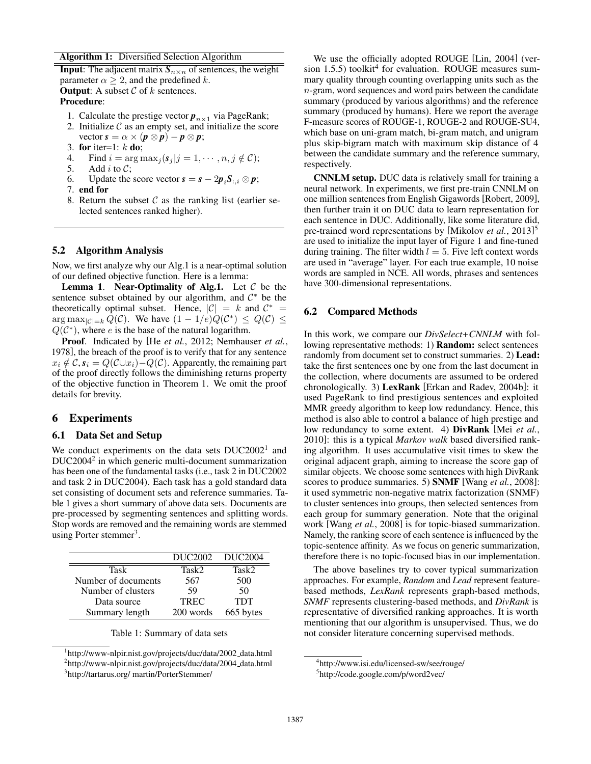**Algorithm 1:** Diversified Selection Algorithm

**Input**: The adjacent matrix $\boldsymbol{S}_{n \times n}$ of sentences, the weight parameter $\alpha \geq 2$, and the predefined $k$.
**Output**: A subset $\mathcal{C}$ of $k$ sentences.
**Procedure**:

1. Calculate the prestige vector $\boldsymbol{p}_{n \times 1}$ via PageRank;
2. Initialize $\mathcal{C}$ as an empty set, and initialize the score vector $\boldsymbol{s} = \alpha \times (\boldsymbol{p} \otimes \boldsymbol{p}) - \boldsymbol{p} \otimes \boldsymbol{p}$;
3. **for** iter=1: $k$ **do**;
4. Find $i = \arg\max_j (\boldsymbol{s}_j | j = 1, \cdots, n, j \notin \mathcal{C})$;
5. Add $i$ to $\mathcal{C}$;
6. Update the score vector $\boldsymbol{s} = \boldsymbol{s} - 2\boldsymbol{p}_i \boldsymbol{S}_{:,i} \otimes \boldsymbol{p}$;
7. **end for**
8. Return the subset $\mathcal{C}$ as the ranking list (earlier selected sentences ranked higher).

### 5.2 Algorithm Analysis

Now, we first analyze why our Alg.1 is a near-optimal solution of our defined objective function. Here is a lemma:

**Lemma 1**. **Near-Optimality of Alg.1.** Let $\mathcal{C}$ be the sentence subset obtained by our algorithm, and $\mathcal{C}^*$ be the theoretically optimal subset. Hence, $|\mathcal{C}| = k$ and $\mathcal{C}^* = \arg\max_{|\mathcal{C}|=k} Q(\mathcal{C})$. We have $(1 - 1/e)Q(\mathcal{C}^*) \leq Q(\mathcal{C}) \leq Q(\mathcal{C}^*)$, where $e$ is the base of the natural logarithm.

**Proof**. Indicated by [He *et al.*, 2012; Nemhauser *et al.*, 1978], the breach of the proof is to verify that for any sentence $x_i \notin \mathcal{C}, \boldsymbol{s}_i = Q(\mathcal{C} \cup x_i) - Q(\mathcal{C})$. Apparently, the remaining part of the proof directly follows the diminishing returns property of the objective function in Theorem 1. We omit the proof details for brevity.

## 6 Experiments

### 6.1 Data Set and Setup

We conduct experiments on the data sets DUC2002[1] and DUC2004[2] in which generic multi-document summarization has been one of the fundamental tasks (i.e., task 2 in DUC2002 and task 2 in DUC2004). Each task has a gold standard data set consisting of document sets and reference summaries. Table 1 gives a short summary of above data sets. Documents are pre-processed by segmenting sentences and splitting words. Stop words are removed and the remaining words are stemmed using Porter stemmer[3].

| | DUC2002 | DUC2004 |
|---|---|---|
| Task | Task2 | Task2 |
| Number of documents | 567 | 500 |
| Number of clusters | 59 | 50 |
| Data source | TREC | TDT |
| Summary length | 200 words | 665 bytes |

Table 1: Summary of data sets

We use the officially adopted ROUGE [Lin, 2004] (version 1.5.5) toolkit[4] for evaluation. ROUGE measures summary quality through counting overlapping units such as the $n$-gram, word sequences and word pairs between the candidate summary (produced by various algorithms) and the reference summary (produced by humans). Here we report the average F-measure scores of ROUGE-1, ROUGE-2 and ROUGE-SU4, which base on uni-gram match, bi-gram match, and unigram plus skip-bigram match with maximum skip distance of 4 between the candidate summary and the reference summary, respectively.

**CNNLM setup.** DUC data is relatively small for training a neural network. In experiments, we first pre-train CNNLM on one million sentences from English Gigawords [Robert, 2009], then further train it on DUC data to learn representation for each sentence in DUC. Additionally, like some literature did, pre-trained word representations by [Mikolov *et al.*, 2013][5] are used to initialize the input layer of Figure 1 and fine-tuned during training. The filter width $l = 5$. Five left context words are used in "average" layer. For each true example, 10 noise words are sampled in NCE. All words, phrases and sentences have 300-dimensional representations.

### 6.2 Compared Methods

In this work, we compare our *DivSelect+CNNLM* with following representative methods: 1) **Random:** select sentences randomly from document set to construct summaries. 2) **Lead:** take the first sentences one by one from the last document in the collection, where documents are assumed to be ordered chronologically. 3) **LexRank** [Erkan and Radev, 2004b]: it used PageRank to find prestigious sentences and exploited MMR greedy algorithm to keep low redundancy. Hence, this method is also able to control a balance of high prestige and low redundancy to some extent. 4) **DivRank** [Mei *et al.*, 2010]: this is a typical *Markov walk* based diversified ranking algorithm. It uses accumulative visit times to skew the original adjacent graph, aiming to increase the score gap of similar objects. We choose some sentences with high DivRank scores to produce summaries. 5) **SNMF** [Wang *et al.*, 2008]: it used symmetric non-negative matrix factorization (SNMF) to cluster sentences into groups, then selected sentences from each group for summary generation. Note that the original work [Wang *et al.*, 2008] is for topic-biased summarization. Namely, the ranking score of each sentence is influenced by the topic-sentence affinity. As we focus on generic summarization, therefore there is no topic-focused bias in our implementation.

The above baselines try to cover typical summarization approaches. For example, *Random* and *Lead* represent feature-based methods, *LexRank* represents graph-based methods, *SNMF* represents clustering-based methods, and *DivRank* is representative of diversified ranking approaches. It is worth mentioning that our algorithm is unsupervised. Thus, we do not consider literature concerning supervised methods.

---

[1] http://www-nlpir.nist.gov/projects/duc/data/2002_data.html

[2] http://www-nlpir.nist.gov/projects/duc/data/2004_data.html

[3] http://tartarus.org/ martin/PorterStemmer/

[4] http://www.isi.edu/licensed-sw/see/rouge/

[5] http://code.google.com/p/word2vec/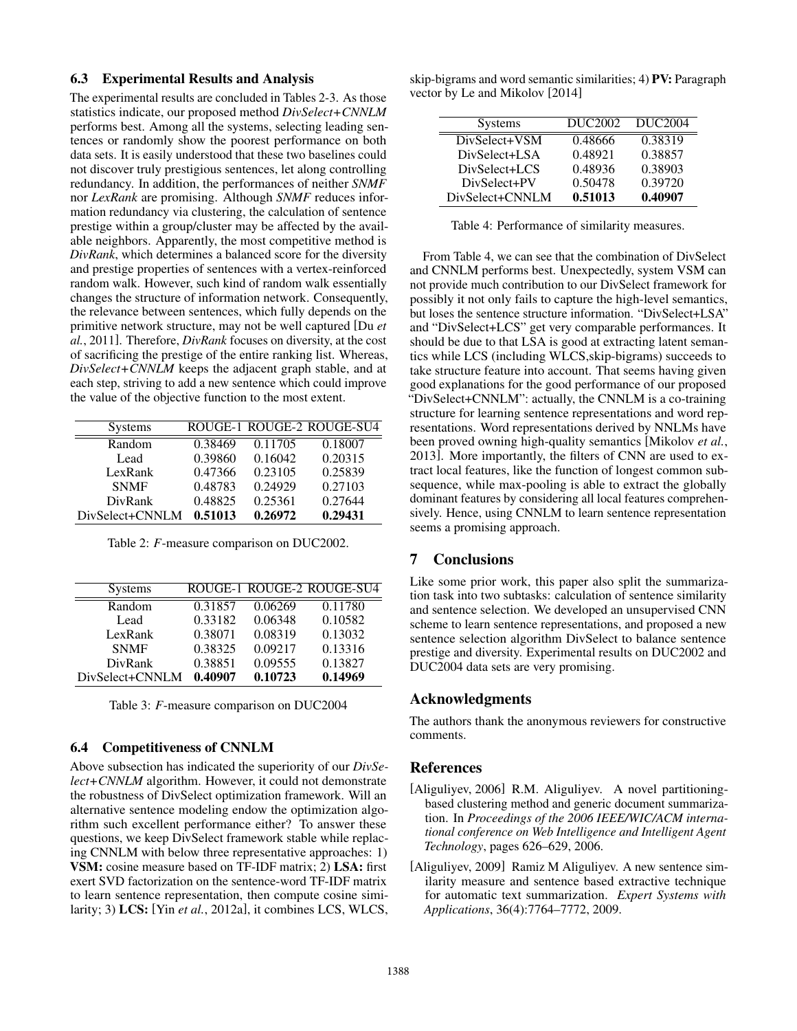### 6.3 Experimental Results and Analysis

The experimental results are concluded in Tables 2-3. As those statistics indicate, our proposed method *DivSelect+CNNLM* performs best. Among all the systems, selecting leading sentences or randomly show the poorest performance on both data sets. It is easily understood that these two baselines could not discover truly prestigious sentences, let along controlling redundancy. In addition, the performances of neither *SNMF* nor *LexRank* are promising. Although *SNMF* reduces information redundancy via clustering, the calculation of sentence prestige within a group/cluster may be affected by the available neighbors. Apparently, the most competitive method is *DivRank*, which determines a balanced score for the diversity and prestige properties of sentences with a vertex-reinforced random walk. However, such kind of random walk essentially changes the structure of information network. Consequently, the relevance between sentences, which fully depends on the primitive network structure, may not be well captured [Du *et al.*, 2011]. Therefore, *DivRank* focuses on diversity, at the cost of sacrificing the prestige of the entire ranking list. Whereas, *DivSelect+CNNLM* keeps the adjacent graph stable, and at each step, striving to add a new sentence which could improve the value of the objective function to the most extent.

| Systems | ROUGE-1 | ROUGE-2 | ROUGE-SU4 |
|---|---|---|---|
| Random | 0.38469 | 0.11705 | 0.18007 |
| Lead | 0.39860 | 0.16042 | 0.20315 |
| LexRank | 0.47366 | 0.23105 | 0.25839 |
| SNMF | 0.48783 | 0.24929 | 0.27103 |
| DivRank | 0.48825 | 0.25361 | 0.27644 |
| DivSelect+CNNLM | **0.51013** | **0.26972** | **0.29431** |

Table 2: *F*-measure comparison on DUC2002.

| Systems | ROUGE-1 | ROUGE-2 | ROUGE-SU4 |
|---|---|---|---|
| Random | 0.31857 | 0.06269 | 0.11780 |
| Lead | 0.33182 | 0.06348 | 0.10582 |
| LexRank | 0.38071 | 0.08319 | 0.13032 |
| SNMF | 0.38325 | 0.09217 | 0.13316 |
| DivRank | 0.38851 | 0.09555 | 0.13827 |
| DivSelect+CNNLM | **0.40907** | **0.10723** | **0.14969** |

Table 3: *F*-measure comparison on DUC2004

### 6.4 Competitiveness of CNNLM

Above subsection has indicated the superiority of our *DivSelect+CNNLM* algorithm. However, it could not demonstrate the robustness of DivSelect optimization framework. Will an alternative sentence modeling endow the optimization algorithm such excellent performance either? To answer these questions, we keep DivSelect framework stable while replacing CNNLM with below three representative approaches: 1) **VSM:** cosine measure based on TF-IDF matrix; 2) **LSA:** first exert SVD factorization on the sentence-word TF-IDF matrix to learn sentence representation, then compute cosine similarity; 3) **LCS:** [Yin *et al.*, 2012a], it combines LCS, WLCS, skip-bigrams and word semantic similarities; 4) **PV:** Paragraph vector by Le and Mikolov [2014]

| Systems | DUC2002 | DUC2004 |
|---|---|---|
| DivSelect+VSM | 0.48666 | 0.38319 |
| DivSelect+LSA | 0.48921 | 0.38857 |
| DivSelect+LCS | 0.48936 | 0.38903 |
| DivSelect+PV | 0.50478 | 0.39720 |
| DivSelect+CNNLM | **0.51013** | **0.40907** |

Table 4: Performance of similarity measures.

From Table 4, we can see that the combination of DivSelect and CNNLM performs best. Unexpectedly, system VSM can not provide much contribution to our DivSelect framework for possibly it not only fails to capture the high-level semantics, but loses the sentence structure information. "DivSelect+LSA" and "DivSelect+LCS" get very comparable performances. It should be due to that LSA is good at extracting latent semantics while LCS (including WLCS,skip-bigrams) succeeds to take structure feature into account. That seems having given good explanations for the good performance of our proposed "DivSelect+CNNLM": actually, the CNNLM is a co-training structure for learning sentence representations and word representations. Word representations derived by NNLMs have been proved owning high-quality semantics [Mikolov *et al.*, 2013]. More importantly, the filters of CNN are used to extract local features, like the function of longest common subsequence, while max-pooling is able to extract the globally dominant features by considering all local features comprehensively. Hence, using CNNLM to learn sentence representation seems a promising approach.

## 7 Conclusions

Like some prior work, this paper also split the summarization task into two subtasks: calculation of sentence similarity and sentence selection. We developed an unsupervised CNN scheme to learn sentence representations, and proposed a new sentence selection algorithm DivSelect to balance sentence prestige and diversity. Experimental results on DUC2002 and DUC2004 data sets are very promising.

## Acknowledgments

The authors thank the anonymous reviewers for constructive comments.

## References

[Aliguliyev, 2006] R.M. Aliguliyev. A novel partitioning-based clustering method and generic document summarization. In *Proceedings of the 2006 IEEE/WIC/ACM international conference on Web Intelligence and Intelligent Agent Technology*, pages 626–629, 2006.

[Aliguliyev, 2009] Ramiz M Aliguliyev. A new sentence similarity measure and sentence based extractive technique for automatic text summarization. *Expert Systems with Applications*, 36(4):7764–7772, 2009.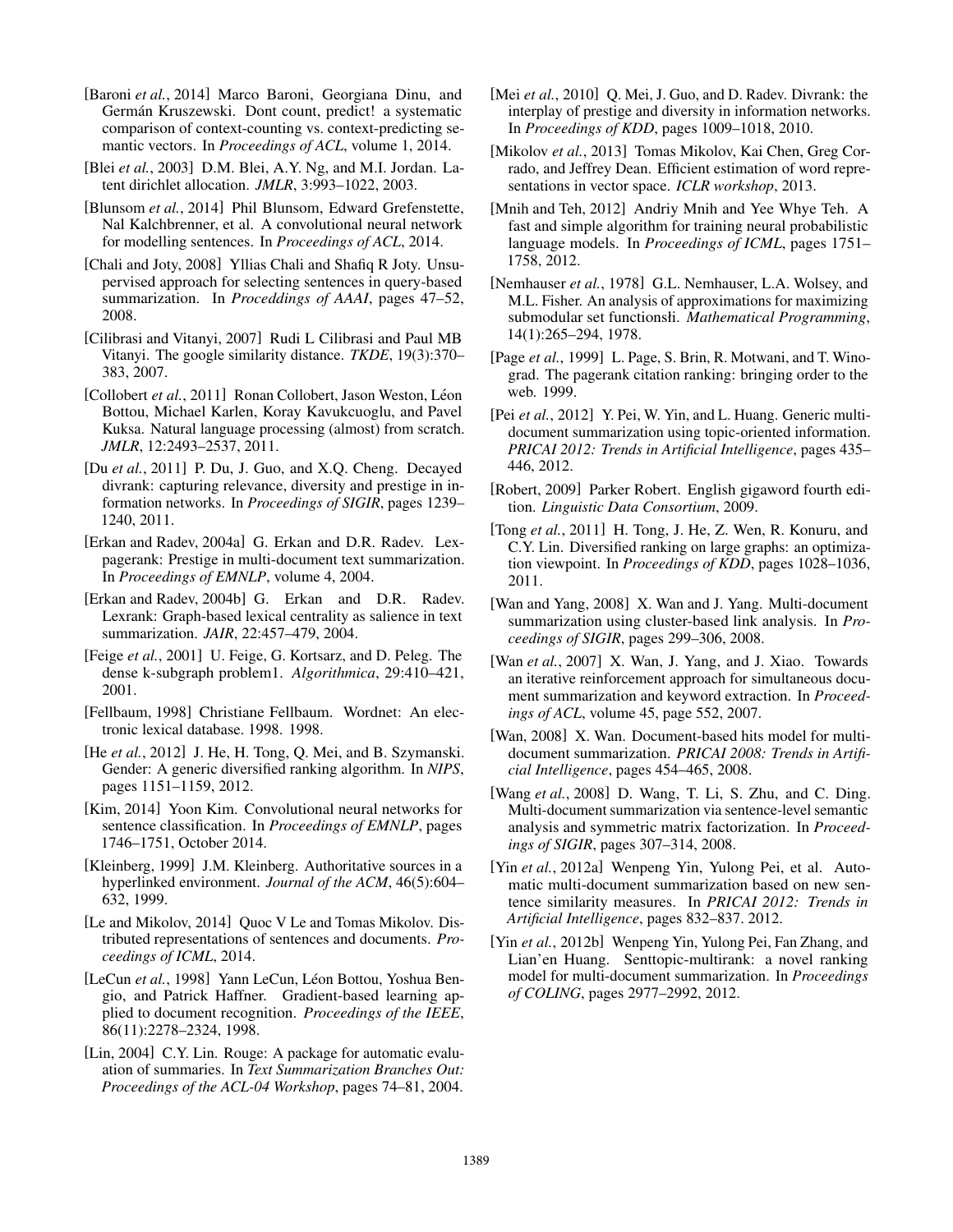[Baroni *et al.*, 2014] Marco Baroni, Georgiana Dinu, and Germán Kruszewski. Dont count, predict! a systematic comparison of context-counting vs. context-predicting semantic vectors. In *Proceedings of ACL*, volume 1, 2014.

[Blei *et al.*, 2003] D.M. Blei, A.Y. Ng, and M.I. Jordan. Latent dirichlet allocation. *JMLR*, 3:993–1022, 2003.

[Blunsom *et al.*, 2014] Phil Blunsom, Edward Grefenstette, Nal Kalchbrenner, et al. A convolutional neural network for modelling sentences. In *Proceedings of ACL*, 2014.

[Chali and Joty, 2008] Yllias Chali and Shafiq R Joty. Unsupervised approach for selecting sentences in query-based summarization. In *Proceddings of AAAI*, pages 47–52, 2008.

[Cilibrasi and Vitanyi, 2007] Rudi L Cilibrasi and Paul MB Vitanyi. The google similarity distance. *TKDE*, 19(3):370–383, 2007.

[Collobert *et al.*, 2011] Ronan Collobert, Jason Weston, Léon Bottou, Michael Karlen, Koray Kavukcuoglu, and Pavel Kuksa. Natural language processing (almost) from scratch. *JMLR*, 12:2493–2537, 2011.

[Du *et al.*, 2011] P. Du, J. Guo, and X.Q. Cheng. Decayed divrank: capturing relevance, diversity and prestige in information networks. In *Proceedings of SIGIR*, pages 1239–1240, 2011.

[Erkan and Radev, 2004a] G. Erkan and D.R. Radev. Lexpagerank: Prestige in multi-document text summarization. In *Proceedings of EMNLP*, volume 4, 2004.

[Erkan and Radev, 2004b] G. Erkan and D.R. Radev. Lexrank: Graph-based lexical centrality as salience in text summarization. *JAIR*, 22:457–479, 2004.

[Feige *et al.*, 2001] U. Feige, G. Kortsarz, and D. Peleg. The dense k-subgraph problem1. *Algorithmica*, 29:410–421, 2001.

[Fellbaum, 1998] Christiane Fellbaum. Wordnet: An electronic lexical database. 1998. 1998.

[He *et al.*, 2012] J. He, H. Tong, Q. Mei, and B. Szymanski. Gender: A generic diversified ranking algorithm. In *NIPS*, pages 1151–1159, 2012.

[Kim, 2014] Yoon Kim. Convolutional neural networks for sentence classification. In *Proceedings of EMNLP*, pages 1746–1751, October 2014.

[Kleinberg, 1999] J.M. Kleinberg. Authoritative sources in a hyperlinked environment. *Journal of the ACM*, 46(5):604–632, 1999.

[Le and Mikolov, 2014] Quoc V Le and Tomas Mikolov. Distributed representations of sentences and documents. *Proceedings of ICML*, 2014.

[LeCun *et al.*, 1998] Yann LeCun, Léon Bottou, Yoshua Bengio, and Patrick Haffner. Gradient-based learning applied to document recognition. *Proceedings of the IEEE*, 86(11):2278–2324, 1998.

[Lin, 2004] C.Y. Lin. Rouge: A package for automatic evaluation of summaries. In *Text Summarization Branches Out: Proceedings of the ACL-04 Workshop*, pages 74–81, 2004.

[Mei *et al.*, 2010] Q. Mei, J. Guo, and D. Radev. Divrank: the interplay of prestige and diversity in information networks. In *Proceedings of KDD*, pages 1009–1018, 2010.

[Mikolov *et al.*, 2013] Tomas Mikolov, Kai Chen, Greg Corrado, and Jeffrey Dean. Efficient estimation of word representations in vector space. *ICLR workshop*, 2013.

[Mnih and Teh, 2012] Andriy Mnih and Yee Whye Teh. A fast and simple algorithm for training neural probabilistic language models. In *Proceedings of ICML*, pages 1751–1758, 2012.

[Nemhauser *et al.*, 1978] G.L. Nemhauser, L.A. Wolsey, and M.L. Fisher. An analysis of approximations for maximizing submodular set functionsłi. *Mathematical Programming*, 14(1):265–294, 1978.

[Page *et al.*, 1999] L. Page, S. Brin, R. Motwani, and T. Winograd. The pagerank citation ranking: bringing order to the web. 1999.

[Pei *et al.*, 2012] Y. Pei, W. Yin, and L. Huang. Generic multi-document summarization using topic-oriented information. *PRICAI 2012: Trends in Artificial Intelligence*, pages 435–446, 2012.

[Robert, 2009] Parker Robert. English gigaword fourth edition. *Linguistic Data Consortium*, 2009.

[Tong *et al.*, 2011] H. Tong, J. He, Z. Wen, R. Konuru, and C.Y. Lin. Diversified ranking on large graphs: an optimization viewpoint. In *Proceedings of KDD*, pages 1028–1036, 2011.

[Wan and Yang, 2008] X. Wan and J. Yang. Multi-document summarization using cluster-based link analysis. In *Proceedings of SIGIR*, pages 299–306, 2008.

[Wan *et al.*, 2007] X. Wan, J. Yang, and J. Xiao. Towards an iterative reinforcement approach for simultaneous document summarization and keyword extraction. In *Proceedings of ACL*, volume 45, page 552, 2007.

[Wan, 2008] X. Wan. Document-based hits model for multi-document summarization. *PRICAI 2008: Trends in Artificial Intelligence*, pages 454–465, 2008.

[Wang *et al.*, 2008] D. Wang, T. Li, S. Zhu, and C. Ding. Multi-document summarization via sentence-level semantic analysis and symmetric matrix factorization. In *Proceedings of SIGIR*, pages 307–314, 2008.

[Yin *et al.*, 2012a] Wenpeng Yin, Yulong Pei, et al. Automatic multi-document summarization based on new sentence similarity measures. In *PRICAI 2012: Trends in Artificial Intelligence*, pages 832–837. 2012.

[Yin *et al.*, 2012b] Wenpeng Yin, Yulong Pei, Fan Zhang, and Lian'en Huang. Senttopic-multirank: a novel ranking model for multi-document summarization. In *Proceedings of COLING*, pages 2977–2992, 2012.